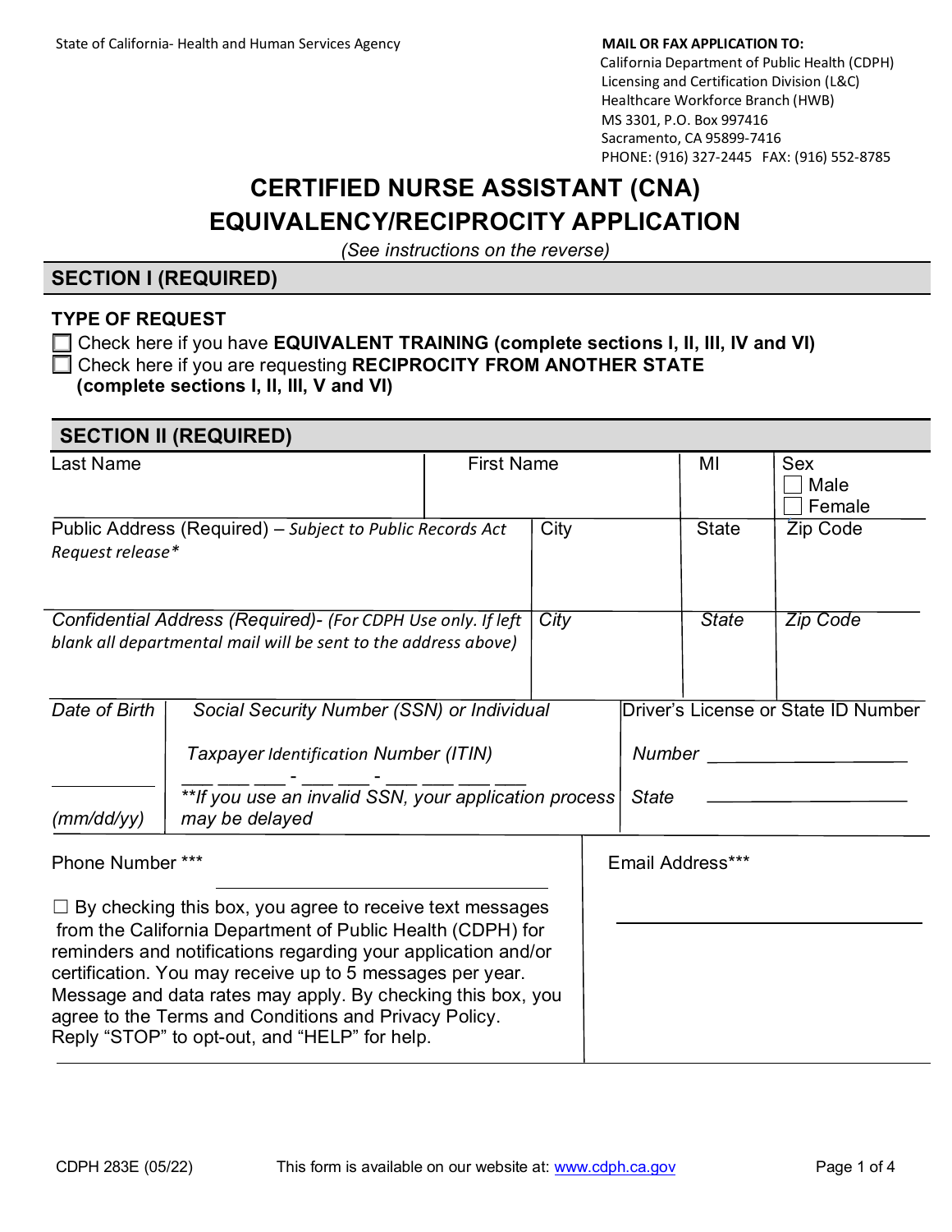State of California- Health and Human Services Agency

**MAIL OR FAX APPLICATION TO:**
California Department of Public Health (CDPH)
Licensing and Certification Division (L&C)
Healthcare Workforce Branch (HWB)
MS 3301, P.O. Box 997416
Sacramento, CA 95899-7416
PHONE: (916) 327-2445 FAX: (916) 552-8785

# CERTIFIED NURSE ASSISTANT (CNA) EQUIVALENCY/RECIPROCITY APPLICATION

*(See instructions on the reverse)*

## SECTION I (REQUIRED)

**TYPE OF REQUEST**

☐ Check here if you have **EQUIVALENT TRAINING (complete sections I, II, III, IV and VI)**

☐ Check here if you are requesting **RECIPROCITY FROM ANOTHER STATE (complete sections I, II, III, V and VI)**

## SECTION II (REQUIRED)

| Last Name | First Name | MI | Sex ☐ Male ☐ Female |
|---|---|---|---|
| | | | |

| Public Address (Required) – *Subject to Public Records Act Request release\** | City | State | Zip Code |
|---|---|---|---|
| | | | |

| *Confidential Address (Required)- (For CDPH Use only. If left blank all departmental mail will be sent to the address above)* | *City* | *State* | *Zip Code* |
|---|---|---|---|
| | | | |

| *Date of Birth* | *Social Security Number (SSN) or Individual Taxpayer Identification Number (ITIN)* | Driver's License or State ID Number |
|---|---|---|
| __________ *(mm/dd/yy)* | ___ ___ ___ - ___ ___ - ___ ___ ___ ___ *\*\*If you use an invalid SSN, your application process may be delayed* | *Number* __________ *State* __________ |

| Phone Number \*\*\* | Email Address\*\*\* |
|---|---|
| __________ | __________ |

☐ By checking this box, you agree to receive text messages from the California Department of Public Health (CDPH) for reminders and notifications regarding your application and/or certification. You may receive up to 5 messages per year. Message and data rates may apply. By checking this box, you agree to the Terms and Conditions and Privacy Policy. Reply "STOP" to opt-out, and "HELP" for help.

CDPH 283E (05/22) This form is available on our website at: www.cdph.ca.gov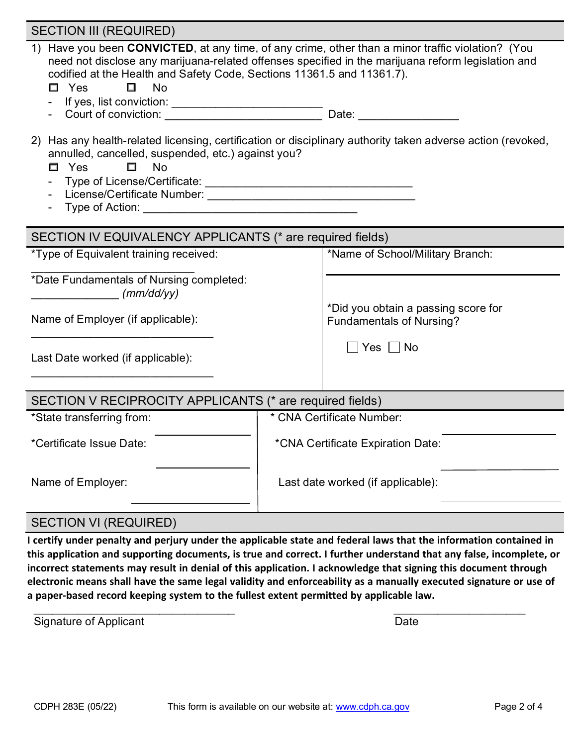## SECTION III (REQUIRED)

1) Have you been **CONVICTED**, at any time, of any crime, other than a minor traffic violation? (You need not disclose any marijuana-related offenses specified in the marijuana reform legislation and codified at the Health and Safety Code, Sections 11361.5 and 11361.7).

   ☐ Yes ☐ No

   - If yes, list conviction: ________________________
   - Court of conviction: _________________________ Date: ________________

2) Has any health-related licensing, certification or disciplinary authority taken adverse action (revoked, annulled, cancelled, suspended, etc.) against you?

   ☐ Yes ☐ No

   - Type of License/Certificate: _________________________________
   - License/Certificate Number: _________________________________
   - Type of Action: __________________________________

## SECTION IV EQUIVALENCY APPLICANTS (* are required fields)

*Type of Equivalent training received: __________________________

*Date Fundamentals of Nursing completed: ______________ *(mm/dd/yy)*

Name of Employer (if applicable): ______________________________

Last Date worked (if applicable): ______________________________

*Name of School/Military Branch: ______________________________

*Did you obtain a passing score for Fundamentals of Nursing?

☐ Yes ☐ No

## SECTION V RECIPROCITY APPLICANTS (* are required fields)

*State transferring from: ______________

*Certificate Issue Date: ______________

Name of Employer: ______________

* CNA Certificate Number: ______________

*CNA Certificate Expiration Date: ______________

Last date worked (if applicable): ______________

## SECTION VI (REQUIRED)

**I certify under penalty and perjury under the applicable state and federal laws that the information contained in this application and supporting documents, is true and correct. I further understand that any false, incomplete, or incorrect statements may result in denial of this application. I acknowledge that signing this document through electronic means shall have the same legal validity and enforceability as a manually executed signature or use of a paper-based record keeping system to the fullest extent permitted by applicable law.**

_________________________________ Signature of Applicant

______________________ Date

CDPH 283E (05/22) This form is available on our website at: www.cdph.ca.gov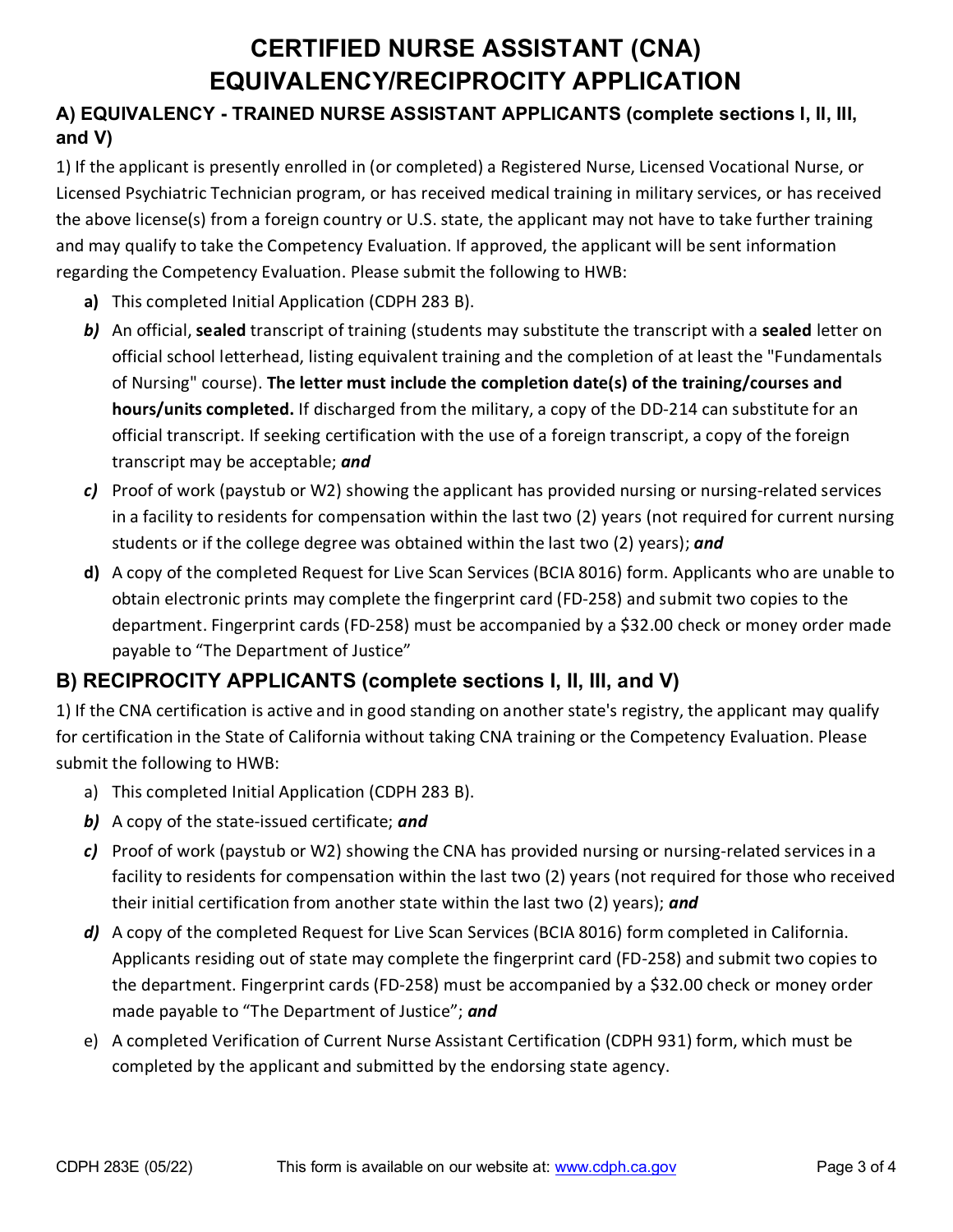# CERTIFIED NURSE ASSISTANT (CNA) EQUIVALENCY/RECIPROCITY APPLICATION

### A) EQUIVALENCY - TRAINED NURSE ASSISTANT APPLICANTS (complete sections I, II, III, and V)

1) If the applicant is presently enrolled in (or completed) a Registered Nurse, Licensed Vocational Nurse, or Licensed Psychiatric Technician program, or has received medical training in military services, or has received the above license(s) from a foreign country or U.S. state, the applicant may not have to take further training and may qualify to take the Competency Evaluation. If approved, the applicant will be sent information regarding the Competency Evaluation. Please submit the following to HWB:

- **a)** This completed Initial Application (CDPH 283 B).
- ***b)*** An official, **sealed** transcript of training (students may substitute the transcript with a **sealed** letter on official school letterhead, listing equivalent training and the completion of at least the "Fundamentals of Nursing" course). **The letter must include the completion date(s) of the training/courses and hours/units completed.** If discharged from the military, a copy of the DD-214 can substitute for an official transcript. If seeking certification with the use of a foreign transcript, a copy of the foreign transcript may be acceptable; ***and***
- ***c)*** Proof of work (paystub or W2) showing the applicant has provided nursing or nursing-related services in a facility to residents for compensation within the last two (2) years (not required for current nursing students or if the college degree was obtained within the last two (2) years); ***and***
- **d)** A copy of the completed Request for Live Scan Services (BCIA 8016) form. Applicants who are unable to obtain electronic prints may complete the fingerprint card (FD-258) and submit two copies to the department. Fingerprint cards (FD-258) must be accompanied by a $32.00 check or money order made payable to "The Department of Justice"

## B) RECIPROCITY APPLICANTS (complete sections I, II, III, and V)

1) If the CNA certification is active and in good standing on another state's registry, the applicant may qualify for certification in the State of California without taking CNA training or the Competency Evaluation. Please submit the following to HWB:

- a) This completed Initial Application (CDPH 283 B).
- ***b)*** A copy of the state-issued certificate; ***and***
- ***c)*** Proof of work (paystub or W2) showing the CNA has provided nursing or nursing-related services in a facility to residents for compensation within the last two (2) years (not required for those who received their initial certification from another state within the last two (2) years); ***and***
- ***d)*** A copy of the completed Request for Live Scan Services (BCIA 8016) form completed in California. Applicants residing out of state may complete the fingerprint card (FD-258) and submit two copies to the department. Fingerprint cards (FD-258) must be accompanied by a $32.00 check or money order made payable to "The Department of Justice"; ***and***
- e) A completed Verification of Current Nurse Assistant Certification (CDPH 931) form, which must be completed by the applicant and submitted by the endorsing state agency.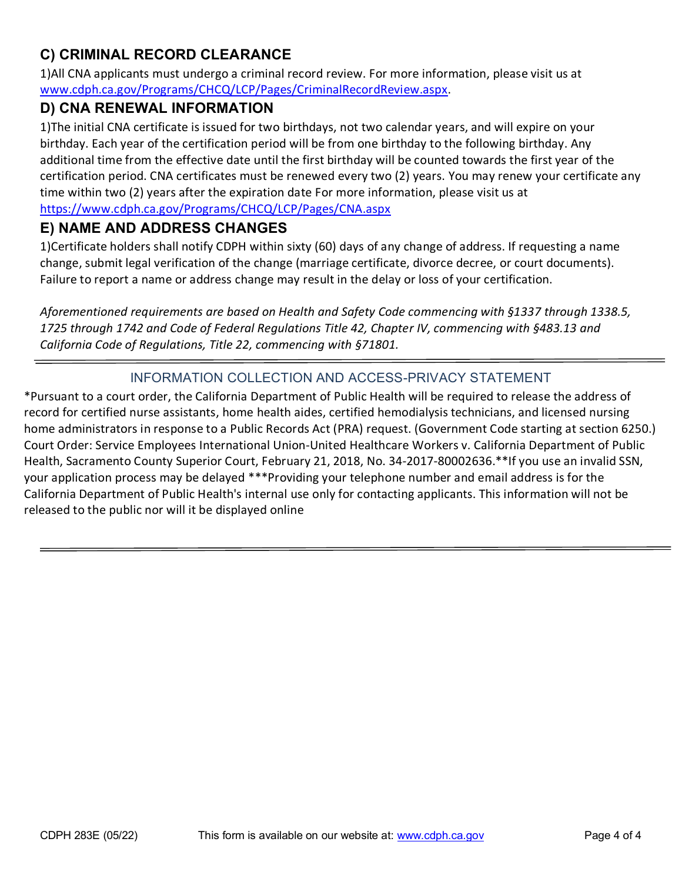## C) CRIMINAL RECORD CLEARANCE

1)All CNA applicants must undergo a criminal record review. For more information, please visit us at www.cdph.ca.gov/Programs/CHCQ/LCP/Pages/CriminalRecordReview.aspx.

## D) CNA RENEWAL INFORMATION

1)The initial CNA certificate is issued for two birthdays, not two calendar years, and will expire on your birthday. Each year of the certification period will be from one birthday to the following birthday. Any additional time from the effective date until the first birthday will be counted towards the first year of the certification period. CNA certificates must be renewed every two (2) years. You may renew your certificate any time within two (2) years after the expiration date For more information, please visit us at https://www.cdph.ca.gov/Programs/CHCQ/LCP/Pages/CNA.aspx

## E) NAME AND ADDRESS CHANGES

1)Certificate holders shall notify CDPH within sixty (60) days of any change of address. If requesting a name change, submit legal verification of the change (marriage certificate, divorce decree, or court documents). Failure to report a name or address change may result in the delay or loss of your certification.

*Aforementioned requirements are based on Health and Safety Code commencing with §1337 through 1338.5, 1725 through 1742 and Code of Federal Regulations Title 42, Chapter IV, commencing with §483.13 and California Code of Regulations, Title 22, commencing with §71801.*

---

### INFORMATION COLLECTION AND ACCESS-PRIVACY STATEMENT

*Pursuant to a court order, the California Department of Public Health will be required to release the address of record for certified nurse assistants, home health aides, certified hemodialysis technicians, and licensed nursing home administrators in response to a Public Records Act (PRA) request. (Government Code starting at section 6250.) Court Order: Service Employees International Union-United Healthcare Workers v. California Department of Public Health, Sacramento County Superior Court, February 21, 2018, No. 34-2017-80002636.**If you use an invalid SSN, your application process may be delayed ***Providing your telephone number and email address is for the California Department of Public Health's internal use only for contacting applicants. This information will not be released to the public nor will it be displayed online

---

CDPH 283E (05/22) This form is available on our website at: www.cdph.ca.gov